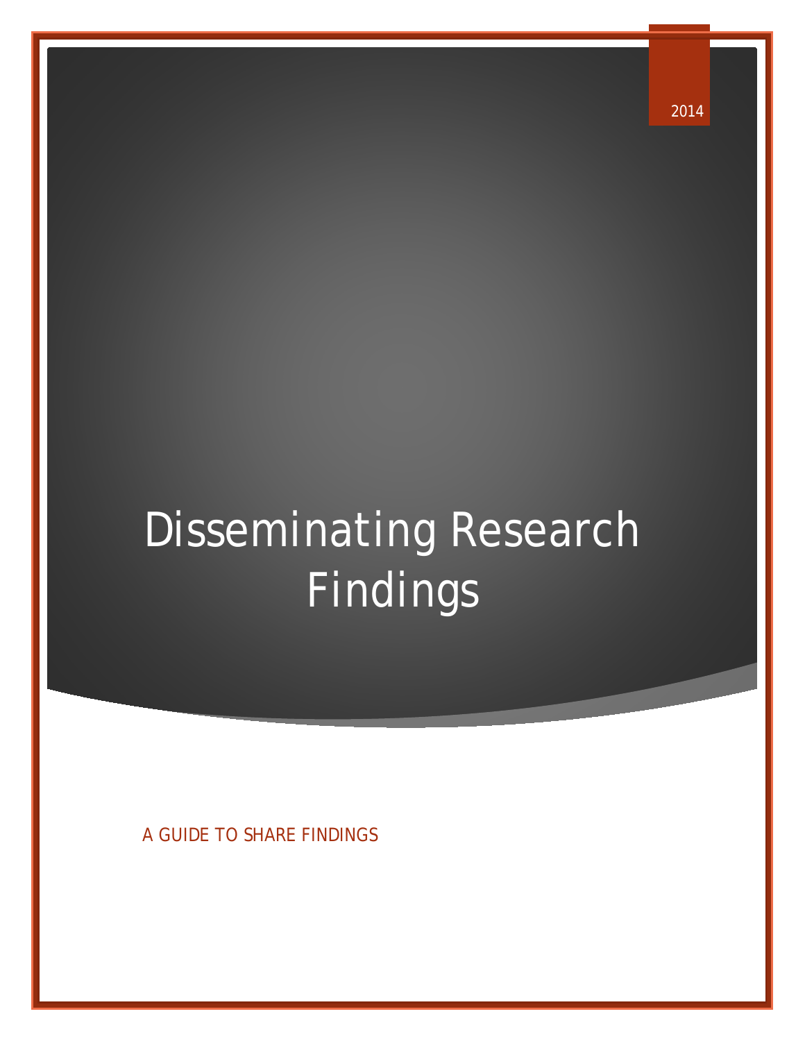2014

# Disseminating Research Findings

A GUIDE TO SHARE FINDINGS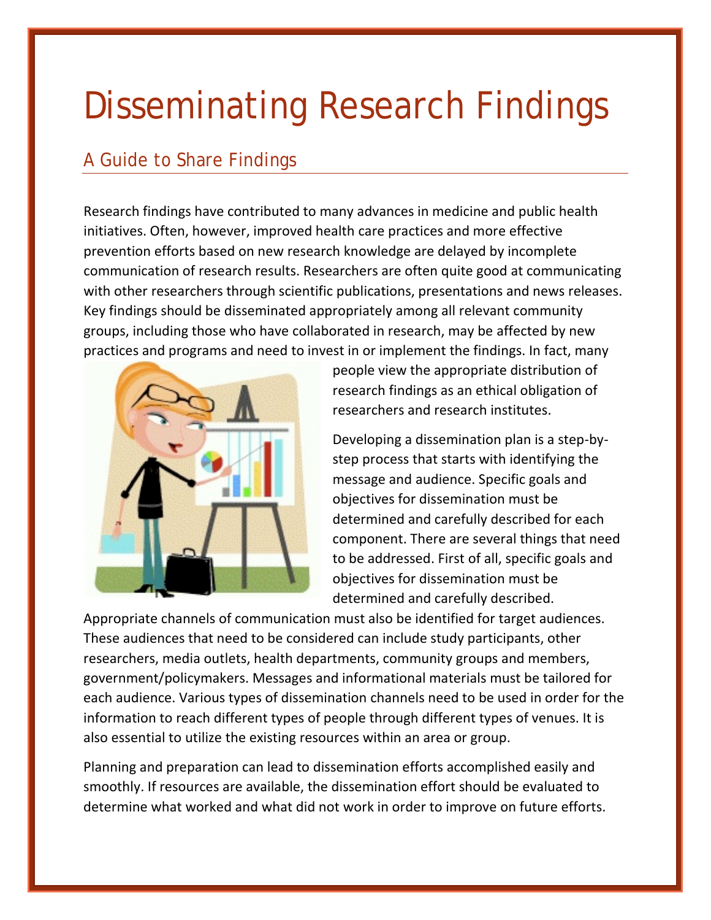# Disseminating Research Findings

## A Guide to Share Findings

Research findings have contributed to many advances in medicine and public health initiatives. Often, however, improved health care practices and more effective prevention efforts based on new research knowledge are delayed by incomplete communication of research results. Researchers are often quite good at communicating with other researchers through scientific publications, presentations and news releases. Key findings should be disseminated appropriately among all relevant community groups, including those who have collaborated in research, may be affected by new practices and programs and need to invest in or implement the findings. In fact, many people view the appropriate distribution of research findings as an ethical obligation of researchers and research institutes.

Developing a dissemination plan is a step-by-step process that starts with identifying the message and audience. Specific goals and objectives for dissemination must be determined and carefully described for each component. There are several things that need to be addressed. First of all, specific goals and objectives for dissemination must be determined and carefully described.

Appropriate channels of communication must also be identified for target audiences. These audiences that need to be considered can include study participants, other researchers, media outlets, health departments, community groups and members, government/policymakers. Messages and informational materials must be tailored for each audience. Various types of dissemination channels need to be used in order for the information to reach different types of people through different types of venues. It is also essential to utilize the existing resources within an area or group.

Planning and preparation can lead to dissemination efforts accomplished easily and smoothly. If resources are available, the dissemination effort should be evaluated to determine what worked and what did not work in order to improve on future efforts.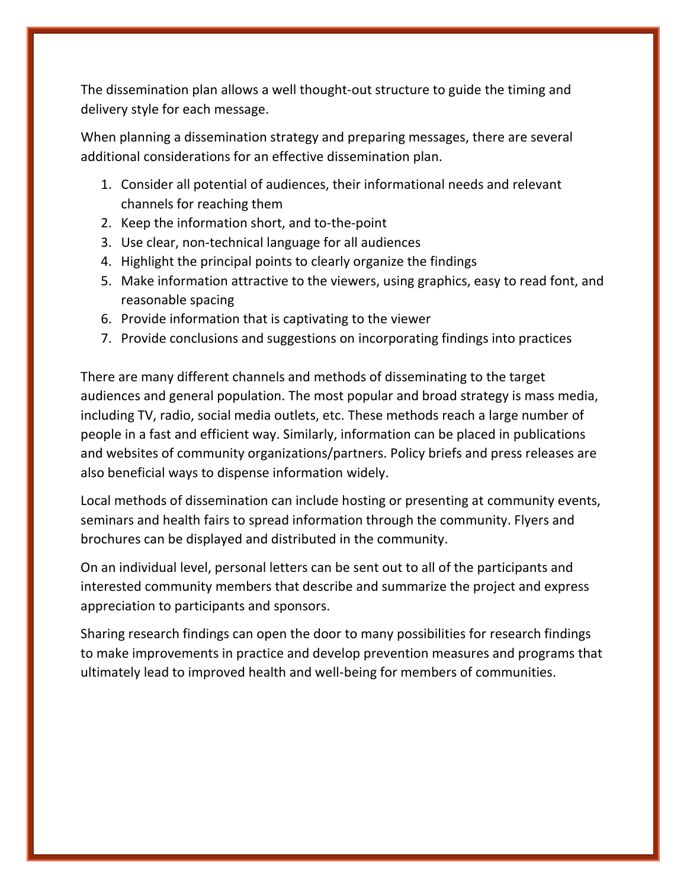The dissemination plan allows a well thought-out structure to guide the timing and delivery style for each message.

When planning a dissemination strategy and preparing messages, there are several additional considerations for an effective dissemination plan.

1. Consider all potential of audiences, their informational needs and relevant channels for reaching them
2. Keep the information short, and to-the-point
3. Use clear, non-technical language for all audiences
4. Highlight the principal points to clearly organize the findings
5. Make information attractive to the viewers, using graphics, easy to read font, and reasonable spacing
6. Provide information that is captivating to the viewer
7. Provide conclusions and suggestions on incorporating findings into practices

There are many different channels and methods of disseminating to the target audiences and general population. The most popular and broad strategy is mass media, including TV, radio, social media outlets, etc. These methods reach a large number of people in a fast and efficient way. Similarly, information can be placed in publications and websites of community organizations/partners. Policy briefs and press releases are also beneficial ways to dispense information widely.

Local methods of dissemination can include hosting or presenting at community events, seminars and health fairs to spread information through the community. Flyers and brochures can be displayed and distributed in the community.

On an individual level, personal letters can be sent out to all of the participants and interested community members that describe and summarize the project and express appreciation to participants and sponsors.

Sharing research findings can open the door to many possibilities for research findings to make improvements in practice and develop prevention measures and programs that ultimately lead to improved health and well-being for members of communities.